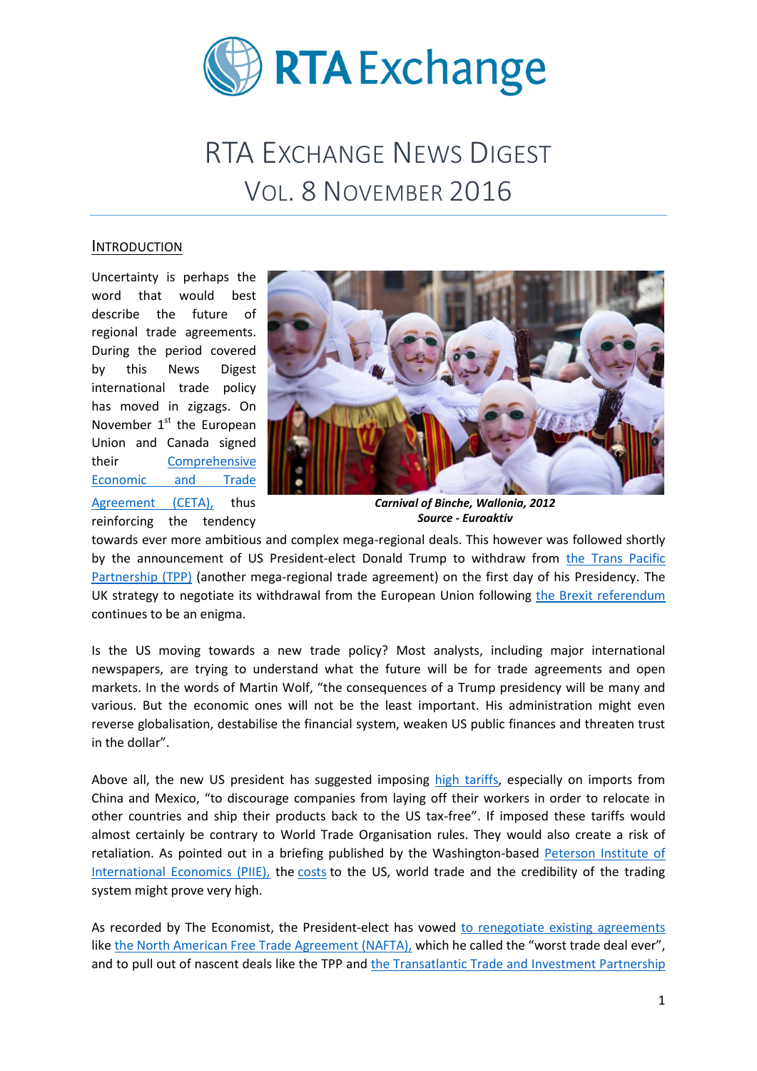# RTA Exchange

# RTA Exchange News Digest
## Vol. 8 November 2016

### Introduction

Uncertainty is perhaps the word that would best describe the future of regional trade agreements. During the period covered by this News Digest international trade policy has moved in zigzags. On November 1st the European Union and Canada signed their Comprehensive Economic and Trade Agreement (CETA), thus reinforcing the tendency towards ever more ambitious and complex mega-regional deals. This however was followed shortly by the announcement of US President-elect Donald Trump to withdraw from the Trans Pacific Partnership (TPP) (another mega-regional trade agreement) on the first day of his Presidency. The UK strategy to negotiate its withdrawal from the European Union following the Brexit referendum continues to be an enigma.

***Carnival of Binche, Wallonia, 2012***
***Source - Euroaktiv***

Is the US moving towards a new trade policy? Most analysts, including major international newspapers, are trying to understand what the future will be for trade agreements and open markets. In the words of Martin Wolf, "the consequences of a Trump presidency will be many and various. But the economic ones will not be the least important. His administration might even reverse globalisation, destabilise the financial system, weaken US public finances and threaten trust in the dollar".

Above all, the new US president has suggested imposing high tariffs, especially on imports from China and Mexico, "to discourage companies from laying off their workers in order to relocate in other countries and ship their products back to the US tax-free". If imposed these tariffs would almost certainly be contrary to World Trade Organisation rules. They would also create a risk of retaliation. As pointed out in a briefing published by the Washington-based Peterson Institute of International Economics (PIIE), the costs to the US, world trade and the credibility of the trading system might prove very high.

As recorded by The Economist, the President-elect has vowed to renegotiate existing agreements like the North American Free Trade Agreement (NAFTA), which he called the "worst trade deal ever", and to pull out of nascent deals like the TPP and the Transatlantic Trade and Investment Partnership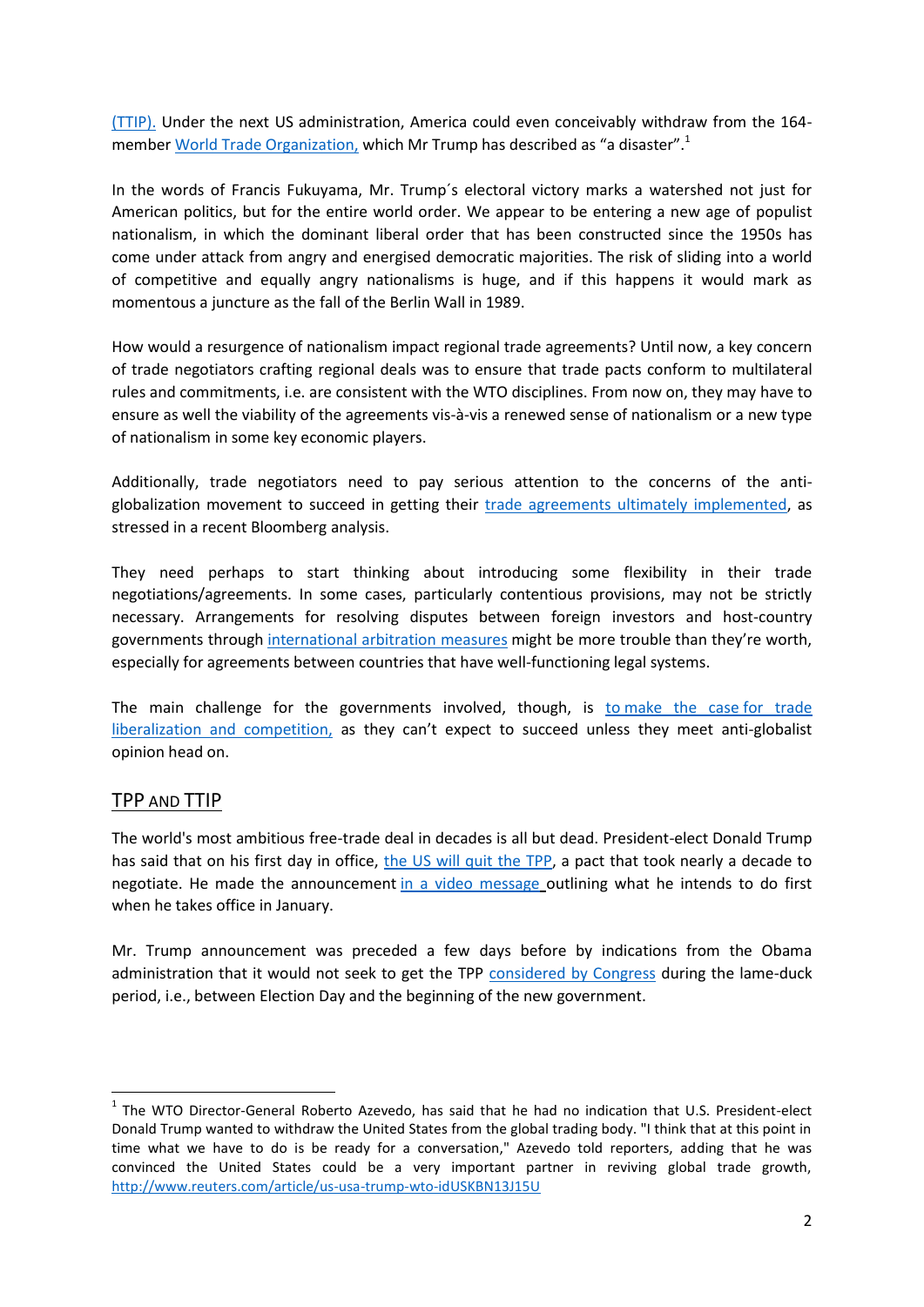(TTIP). Under the next US administration, America could even conceivably withdraw from the 164-member World Trade Organization, which Mr Trump has described as "a disaster".[1]

In the words of Francis Fukuyama, Mr. Trump´s electoral victory marks a watershed not just for American politics, but for the entire world order. We appear to be entering a new age of populist nationalism, in which the dominant liberal order that has been constructed since the 1950s has come under attack from angry and energised democratic majorities. The risk of sliding into a world of competitive and equally angry nationalisms is huge, and if this happens it would mark as momentous a juncture as the fall of the Berlin Wall in 1989.

How would a resurgence of nationalism impact regional trade agreements? Until now, a key concern of trade negotiators crafting regional deals was to ensure that trade pacts conform to multilateral rules and commitments, i.e. are consistent with the WTO disciplines. From now on, they may have to ensure as well the viability of the agreements vis-à-vis a renewed sense of nationalism or a new type of nationalism in some key economic players.

Additionally, trade negotiators need to pay serious attention to the concerns of the anti-globalization movement to succeed in getting their trade agreements ultimately implemented, as stressed in a recent Bloomberg analysis.

They need perhaps to start thinking about introducing some flexibility in their trade negotiations/agreements. In some cases, particularly contentious provisions, may not be strictly necessary. Arrangements for resolving disputes between foreign investors and host-country governments through international arbitration measures might be more trouble than they're worth, especially for agreements between countries that have well-functioning legal systems.

The main challenge for the governments involved, though, is to make the case for trade liberalization and competition, as they can't expect to succeed unless they meet anti-globalist opinion head on.

## TPP AND TTIP

The world's most ambitious free-trade deal in decades is all but dead. President-elect Donald Trump has said that on his first day in office, the US will quit the TPP, a pact that took nearly a decade to negotiate. He made the announcement in a video message outlining what he intends to do first when he takes office in January.

Mr. Trump announcement was preceded a few days before by indications from the Obama administration that it would not seek to get the TPP considered by Congress during the lame-duck period, i.e., between Election Day and the beginning of the new government.

---

[1] The WTO Director-General Roberto Azevedo, has said that he had no indication that U.S. President-elect Donald Trump wanted to withdraw the United States from the global trading body. "I think that at this point in time what we have to do is be ready for a conversation," Azevedo told reporters, adding that he was convinced the United States could be a very important partner in reviving global trade growth, http://www.reuters.com/article/us-usa-trump-wto-idUSKBN13J15U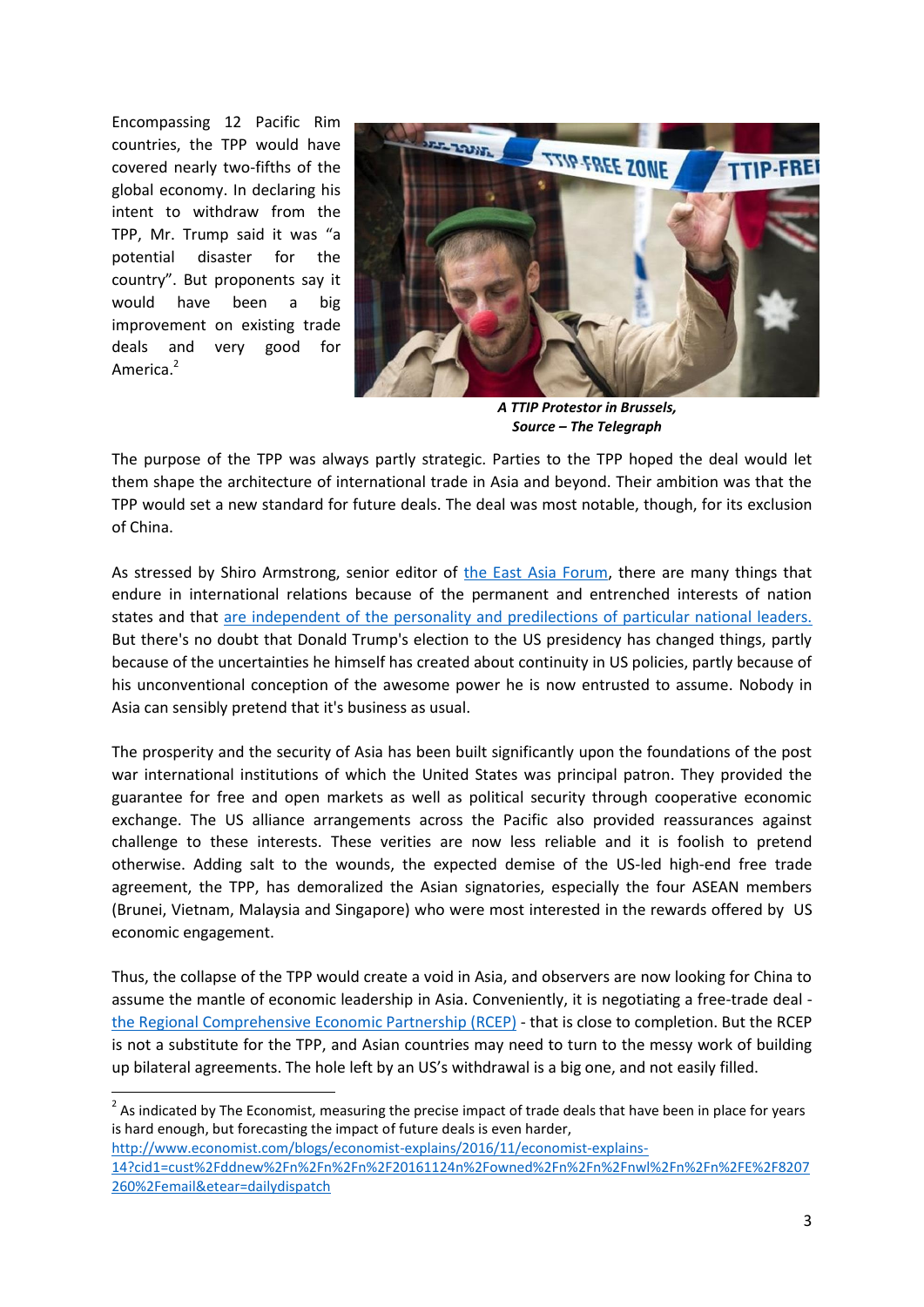Encompassing 12 Pacific Rim countries, the TPP would have covered nearly two-fifths of the global economy. In declaring his intent to withdraw from the TPP, Mr. Trump said it was "a potential disaster for the country". But proponents say it would have been a big improvement on existing trade deals and very good for America.[2]

***A TTIP Protestor in Brussels, Source – The Telegraph***

The purpose of the TPP was always partly strategic. Parties to the TPP hoped the deal would let them shape the architecture of international trade in Asia and beyond. Their ambition was that the TPP would set a new standard for future deals. The deal was most notable, though, for its exclusion of China.

As stressed by Shiro Armstrong, senior editor of [the East Asia Forum](), there are many things that endure in international relations because of the permanent and entrenched interests of nation states and that [are independent of the personality and predilections of particular national leaders.]() But there's no doubt that Donald Trump's election to the US presidency has changed things, partly because of the uncertainties he himself has created about continuity in US policies, partly because of his unconventional conception of the awesome power he is now entrusted to assume. Nobody in Asia can sensibly pretend that it's business as usual.

The prosperity and the security of Asia has been built significantly upon the foundations of the post war international institutions of which the United States was principal patron. They provided the guarantee for free and open markets as well as political security through cooperative economic exchange. The US alliance arrangements across the Pacific also provided reassurances against challenge to these interests. These verities are now less reliable and it is foolish to pretend otherwise. Adding salt to the wounds, the expected demise of the US-led high-end free trade agreement, the TPP, has demoralized the Asian signatories, especially the four ASEAN members (Brunei, Vietnam, Malaysia and Singapore) who were most interested in the rewards offered by US economic engagement.

Thus, the collapse of the TPP would create a void in Asia, and observers are now looking for China to assume the mantle of economic leadership in Asia. Conveniently, it is negotiating a free-trade deal - [the Regional Comprehensive Economic Partnership (RCEP)]() - that is close to completion. But the RCEP is not a substitute for the TPP, and Asian countries may need to turn to the messy work of building up bilateral agreements. The hole left by an US's withdrawal is a big one, and not easily filled.

---

[2] As indicated by The Economist, measuring the precise impact of trade deals that have been in place for years is hard enough, but forecasting the impact of future deals is even harder, http://www.economist.com/blogs/economist-explains/2016/11/economist-explains-14?cid1=cust%2Fddnew%2Fn%2Fn%2Fn%2F20161124n%2Fowned%2Fn%2Fn%2Fnwl%2Fn%2Fn%2FE%2F8207260%2Femail&etear=dailydispatch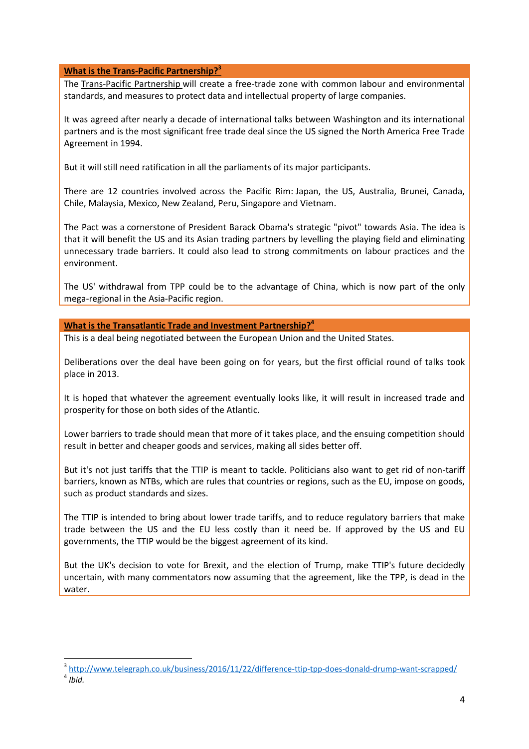**What is the Trans-Pacific Partnership?[3]**

The Trans-Pacific Partnership will create a free-trade zone with common labour and environmental standards, and measures to protect data and intellectual property of large companies.

It was agreed after nearly a decade of international talks between Washington and its international partners and is the most significant free trade deal since the US signed the North America Free Trade Agreement in 1994.

But it will still need ratification in all the parliaments of its major participants.

There are 12 countries involved across the Pacific Rim: Japan, the US, Australia, Brunei, Canada, Chile, Malaysia, Mexico, New Zealand, Peru, Singapore and Vietnam.

The Pact was a cornerstone of President Barack Obama's strategic "pivot" towards Asia. The idea is that it will benefit the US and its Asian trading partners by levelling the playing field and eliminating unnecessary trade barriers. It could also lead to strong commitments on labour practices and the environment.

The US' withdrawal from TPP could be to the advantage of China, which is now part of the only mega-regional in the Asia-Pacific region.

**What is the Transatlantic Trade and Investment Partnership?[4]**

This is a deal being negotiated between the European Union and the United States.

Deliberations over the deal have been going on for years, but the first official round of talks took place in 2013.

It is hoped that whatever the agreement eventually looks like, it will result in increased trade and prosperity for those on both sides of the Atlantic.

Lower barriers to trade should mean that more of it takes place, and the ensuing competition should result in better and cheaper goods and services, making all sides better off.

But it's not just tariffs that the TTIP is meant to tackle. Politicians also want to get rid of non-tariff barriers, known as NTBs, which are rules that countries or regions, such as the EU, impose on goods, such as product standards and sizes.

The TTIP is intended to bring about lower trade tariffs, and to reduce regulatory barriers that make trade between the US and the EU less costly than it need be. If approved by the US and EU governments, the TTIP would be the biggest agreement of its kind.

But the UK's decision to vote for Brexit, and the election of Trump, make TTIP's future decidedly uncertain, with many commentators now assuming that the agreement, like the TPP, is dead in the water.

---

[3] http://www.telegraph.co.uk/business/2016/11/22/difference-ttip-tpp-does-donald-drump-want-scrapped/

[4] *Ibid.*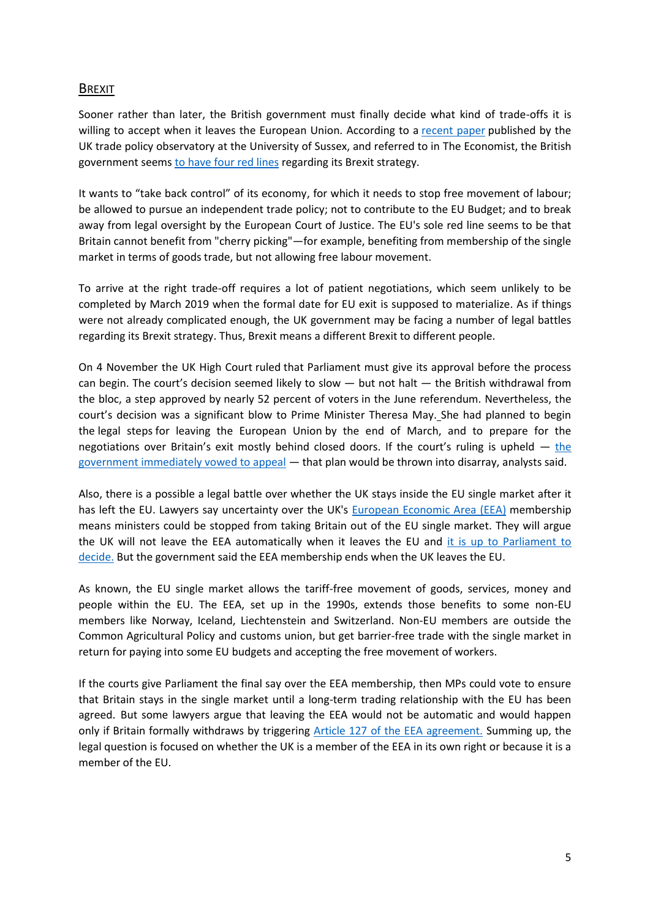## Brexit

Sooner rather than later, the British government must finally decide what kind of trade-offs it is willing to accept when it leaves the European Union. According to a recent paper published by the UK trade policy observatory at the University of Sussex, and referred to in The Economist, the British government seems to have four red lines regarding its Brexit strategy.

It wants to "take back control" of its economy, for which it needs to stop free movement of labour; be allowed to pursue an independent trade policy; not to contribute to the EU Budget; and to break away from legal oversight by the European Court of Justice. The EU's sole red line seems to be that Britain cannot benefit from "cherry picking"—for example, benefiting from membership of the single market in terms of goods trade, but not allowing free labour movement.

To arrive at the right trade-off requires a lot of patient negotiations, which seem unlikely to be completed by March 2019 when the formal date for EU exit is supposed to materialize. As if things were not already complicated enough, the UK government may be facing a number of legal battles regarding its Brexit strategy. Thus, Brexit means a different Brexit to different people.

On 4 November the UK High Court ruled that Parliament must give its approval before the process can begin. The court's decision seemed likely to slow — but not halt — the British withdrawal from the bloc, a step approved by nearly 52 percent of voters in the June referendum. Nevertheless, the court's decision was a significant blow to Prime Minister Theresa May. She had planned to begin the legal steps for leaving the European Union by the end of March, and to prepare for the negotiations over Britain's exit mostly behind closed doors. If the court's ruling is upheld — the government immediately vowed to appeal — that plan would be thrown into disarray, analysts said.

Also, there is a possible a legal battle over whether the UK stays inside the EU single market after it has left the EU. Lawyers say uncertainty over the UK's European Economic Area (EEA) membership means ministers could be stopped from taking Britain out of the EU single market. They will argue the UK will not leave the EEA automatically when it leaves the EU and it is up to Parliament to decide. But the government said the EEA membership ends when the UK leaves the EU.

As known, the EU single market allows the tariff-free movement of goods, services, money and people within the EU. The EEA, set up in the 1990s, extends those benefits to some non-EU members like Norway, Iceland, Liechtenstein and Switzerland. Non-EU members are outside the Common Agricultural Policy and customs union, but get barrier-free trade with the single market in return for paying into some EU budgets and accepting the free movement of workers.

If the courts give Parliament the final say over the EEA membership, then MPs could vote to ensure that Britain stays in the single market until a long-term trading relationship with the EU has been agreed. But some lawyers argue that leaving the EEA would not be automatic and would happen only if Britain formally withdraws by triggering Article 127 of the EEA agreement. Summing up, the legal question is focused on whether the UK is a member of the EEA in its own right or because it is a member of the EU.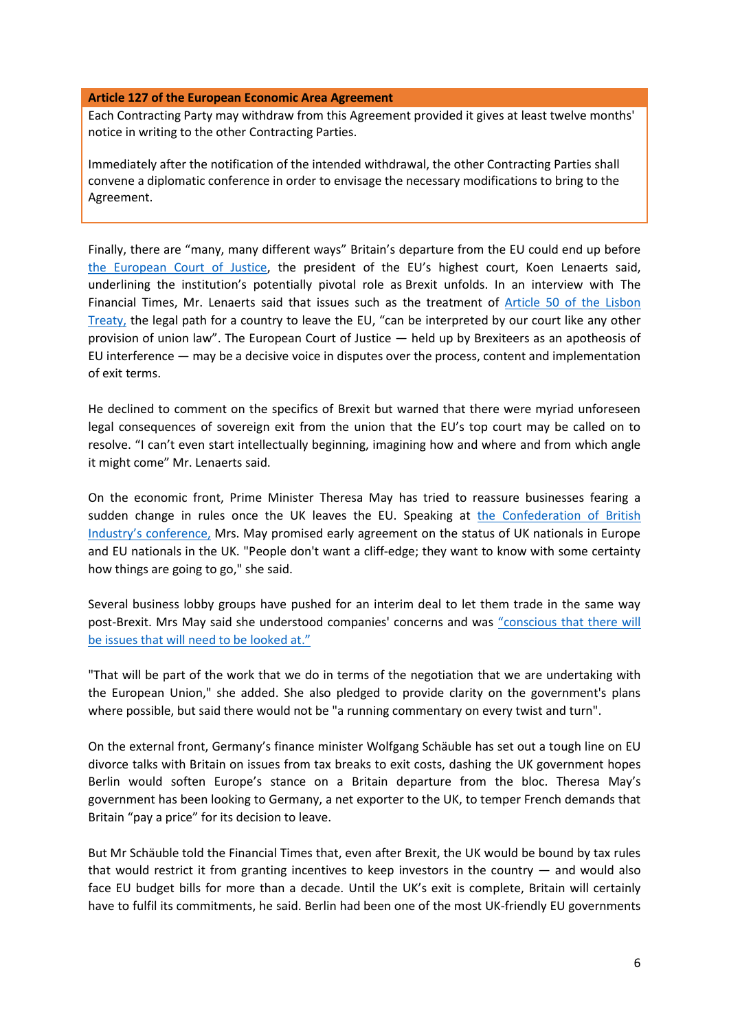| **Article 127 of the European Economic Area Agreement** |
| --- |
| Each Contracting Party may withdraw from this Agreement provided it gives at least twelve months' notice in writing to the other Contracting Parties.<br><br>Immediately after the notification of the intended withdrawal, the other Contracting Parties shall convene a diplomatic conference in order to envisage the necessary modifications to bring to the Agreement. |

Finally, there are "many, many different ways" Britain's departure from the EU could end up before the European Court of Justice, the president of the EU's highest court, Koen Lenaerts said, underlining the institution's potentially pivotal role as Brexit unfolds. In an interview with The Financial Times, Mr. Lenaerts said that issues such as the treatment of Article 50 of the Lisbon Treaty, the legal path for a country to leave the EU, "can be interpreted by our court like any other provision of union law". The European Court of Justice — held up by Brexiteers as an apotheosis of EU interference — may be a decisive voice in disputes over the process, content and implementation of exit terms.

He declined to comment on the specifics of Brexit but warned that there were myriad unforeseen legal consequences of sovereign exit from the union that the EU's top court may be called on to resolve. "I can't even start intellectually beginning, imagining how and where and from which angle it might come" Mr. Lenaerts said.

On the economic front, Prime Minister Theresa May has tried to reassure businesses fearing a sudden change in rules once the UK leaves the EU. Speaking at the Confederation of British Industry's conference, Mrs. May promised early agreement on the status of UK nationals in Europe and EU nationals in the UK. "People don't want a cliff-edge; they want to know with some certainty how things are going to go," she said.

Several business lobby groups have pushed for an interim deal to let them trade in the same way post-Brexit. Mrs May said she understood companies' concerns and was "conscious that there will be issues that will need to be looked at."

"That will be part of the work that we do in terms of the negotiation that we are undertaking with the European Union," she added. She also pledged to provide clarity on the government's plans where possible, but said there would not be "a running commentary on every twist and turn".

On the external front, Germany's finance minister Wolfgang Schäuble has set out a tough line on EU divorce talks with Britain on issues from tax breaks to exit costs, dashing the UK government hopes Berlin would soften Europe's stance on a Britain departure from the bloc. Theresa May's government has been looking to Germany, a net exporter to the UK, to temper French demands that Britain "pay a price" for its decision to leave.

But Mr Schäuble told the Financial Times that, even after Brexit, the UK would be bound by tax rules that would restrict it from granting incentives to keep investors in the country — and would also face EU budget bills for more than a decade. Until the UK's exit is complete, Britain will certainly have to fulfil its commitments, he said. Berlin had been one of the most UK-friendly EU governments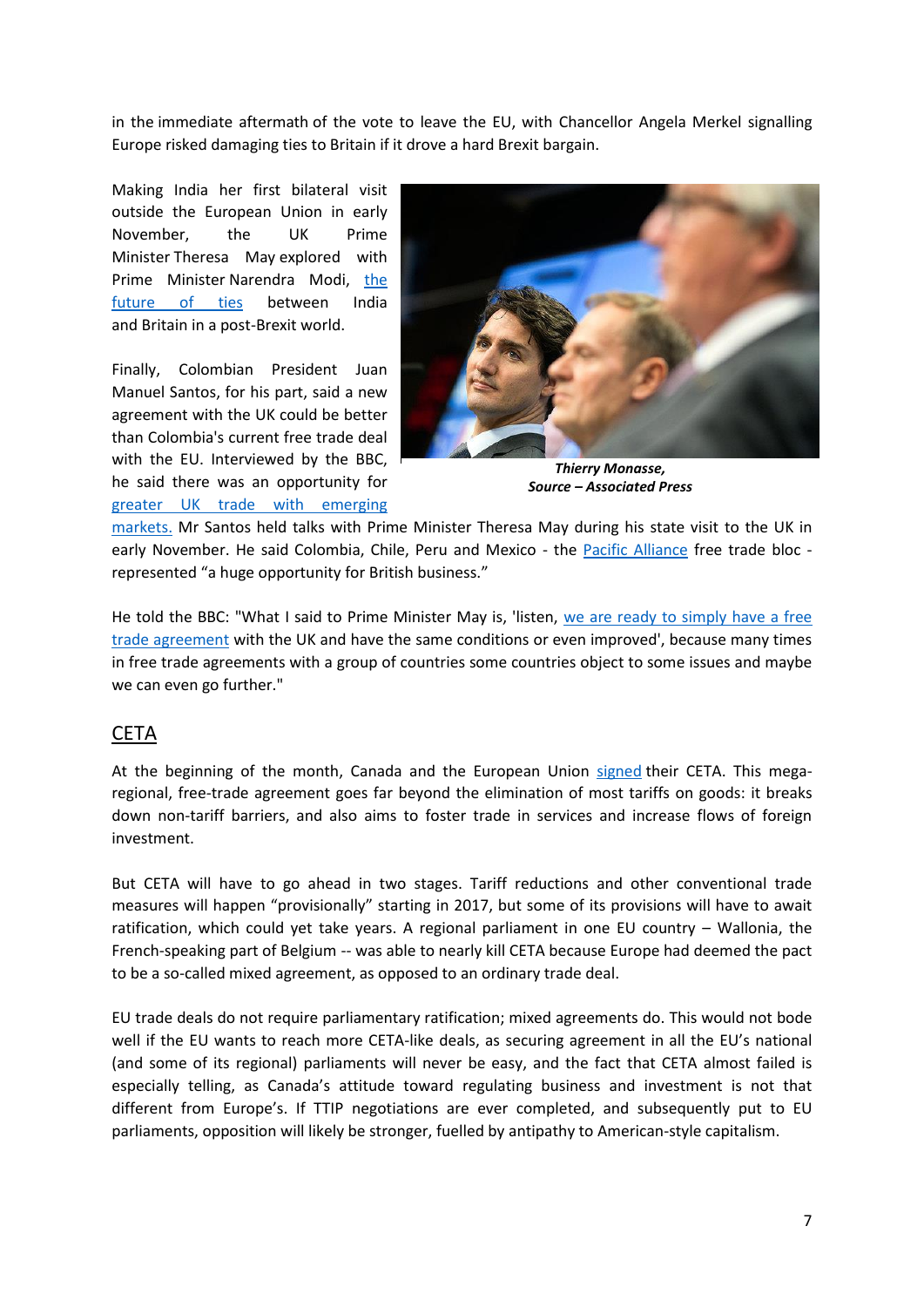in the immediate aftermath of the vote to leave the EU, with Chancellor Angela Merkel signalling Europe risked damaging ties to Britain if it drove a hard Brexit bargain.

Making India her first bilateral visit outside the European Union in early November, the UK Prime Minister Theresa May explored with Prime Minister Narendra Modi, [the future of ties]() between India and Britain in a post-Brexit world.

Finally, Colombian President Juan Manuel Santos, for his part, said a new agreement with the UK could be better than Colombia's current free trade deal with the EU. Interviewed by the BBC, he said there was an opportunity for [greater UK trade with emerging markets.]() Mr Santos held talks with Prime Minister Theresa May during his state visit to the UK in early November. He said Colombia, Chile, Peru and Mexico - the [Pacific Alliance]() free trade bloc - represented "a huge opportunity for British business."

***Thierry Monasse,***
***Source – Associated Press***

He told the BBC: "What I said to Prime Minister May is, 'listen, [we are ready to simply have a free trade agreement]() with the UK and have the same conditions or even improved', because many times in free trade agreements with a group of countries some countries object to some issues and maybe we can even go further."

## CETA

At the beginning of the month, Canada and the European Union [signed]() their CETA. This mega-regional, free-trade agreement goes far beyond the elimination of most tariffs on goods: it breaks down non-tariff barriers, and also aims to foster trade in services and increase flows of foreign investment.

But CETA will have to go ahead in two stages. Tariff reductions and other conventional trade measures will happen "provisionally" starting in 2017, but some of its provisions will have to await ratification, which could yet take years. A regional parliament in one EU country – Wallonia, the French-speaking part of Belgium -- was able to nearly kill CETA because Europe had deemed the pact to be a so-called mixed agreement, as opposed to an ordinary trade deal.

EU trade deals do not require parliamentary ratification; mixed agreements do. This would not bode well if the EU wants to reach more CETA-like deals, as securing agreement in all the EU's national (and some of its regional) parliaments will never be easy, and the fact that CETA almost failed is especially telling, as Canada's attitude toward regulating business and investment is not that different from Europe's. If TTIP negotiations are ever completed, and subsequently put to EU parliaments, opposition will likely be stronger, fuelled by antipathy to American-style capitalism.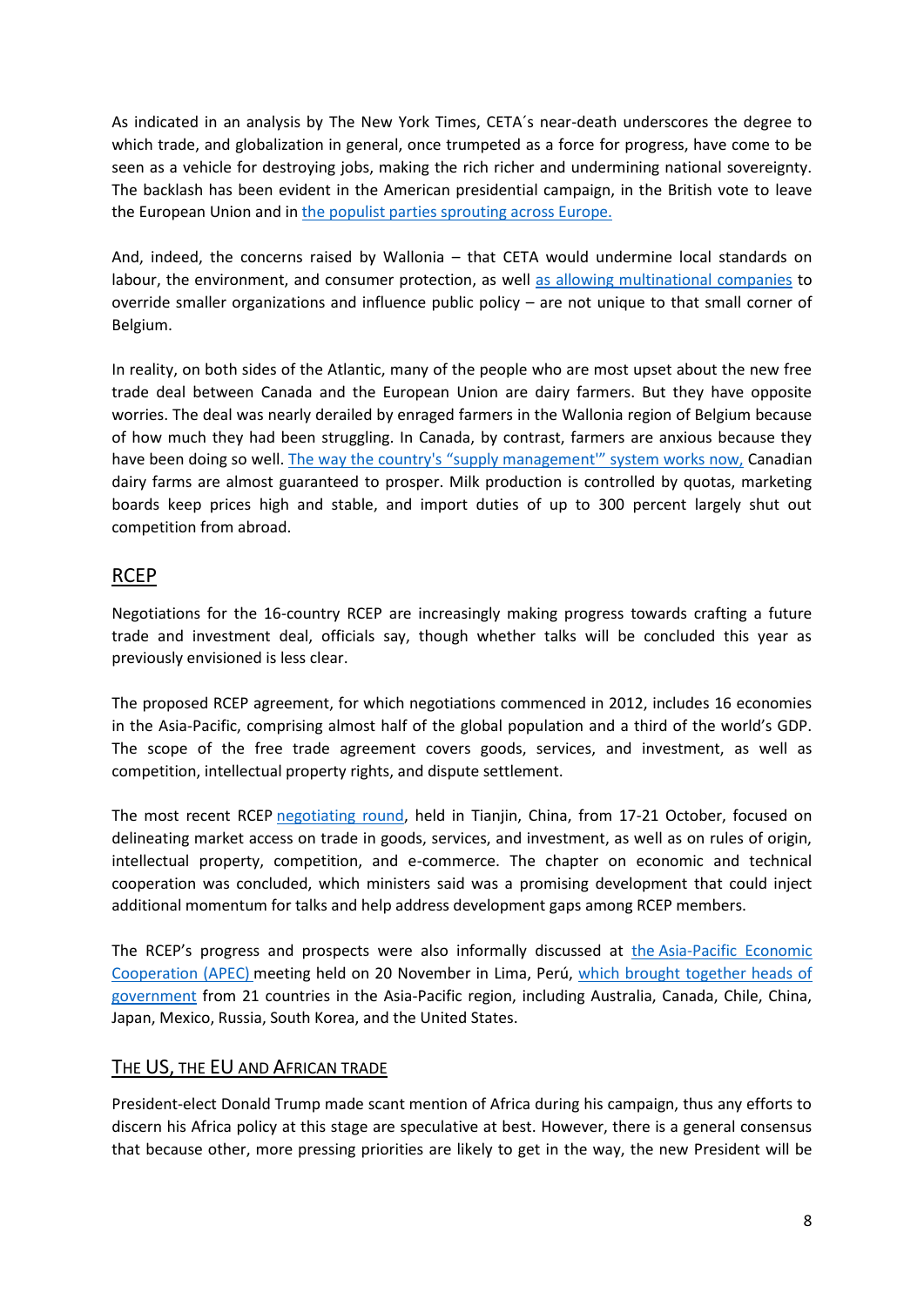As indicated in an analysis by The New York Times, CETA´s near-death underscores the degree to which trade, and globalization in general, once trumpeted as a force for progress, have come to be seen as a vehicle for destroying jobs, making the rich richer and undermining national sovereignty. The backlash has been evident in the American presidential campaign, in the British vote to leave the European Union and in the populist parties sprouting across Europe.

And, indeed, the concerns raised by Wallonia – that CETA would undermine local standards on labour, the environment, and consumer protection, as well as allowing multinational companies to override smaller organizations and influence public policy – are not unique to that small corner of Belgium.

In reality, on both sides of the Atlantic, many of the people who are most upset about the new free trade deal between Canada and the European Union are dairy farmers. But they have opposite worries. The deal was nearly derailed by enraged farmers in the Wallonia region of Belgium because of how much they had been struggling. In Canada, by contrast, farmers are anxious because they have been doing so well. The way the country's "supply management'" system works now, Canadian dairy farms are almost guaranteed to prosper. Milk production is controlled by quotas, marketing boards keep prices high and stable, and import duties of up to 300 percent largely shut out competition from abroad.

## RCEP

Negotiations for the 16-country RCEP are increasingly making progress towards crafting a future trade and investment deal, officials say, though whether talks will be concluded this year as previously envisioned is less clear.

The proposed RCEP agreement, for which negotiations commenced in 2012, includes 16 economies in the Asia-Pacific, comprising almost half of the global population and a third of the world's GDP. The scope of the free trade agreement covers goods, services, and investment, as well as competition, intellectual property rights, and dispute settlement.

The most recent RCEP negotiating round, held in Tianjin, China, from 17-21 October, focused on delineating market access on trade in goods, services, and investment, as well as on rules of origin, intellectual property, competition, and e-commerce. The chapter on economic and technical cooperation was concluded, which ministers said was a promising development that could inject additional momentum for talks and help address development gaps among RCEP members.

The RCEP's progress and prospects were also informally discussed at the Asia-Pacific Economic Cooperation (APEC) meeting held on 20 November in Lima, Perú, which brought together heads of government from 21 countries in the Asia-Pacific region, including Australia, Canada, Chile, China, Japan, Mexico, Russia, South Korea, and the United States.

## The US, the EU and African Trade

President-elect Donald Trump made scant mention of Africa during his campaign, thus any efforts to discern his Africa policy at this stage are speculative at best. However, there is a general consensus that because other, more pressing priorities are likely to get in the way, the new President will be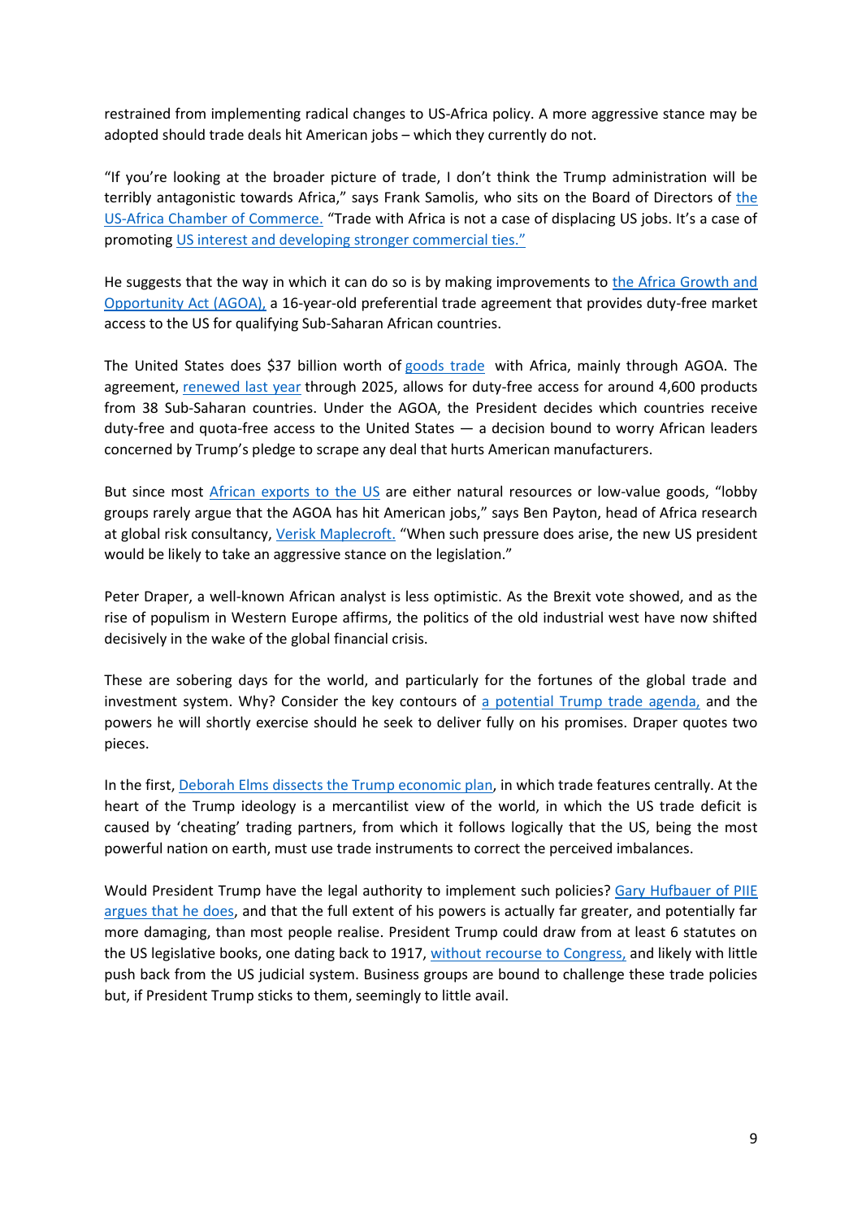restrained from implementing radical changes to US-Africa policy. A more aggressive stance may be adopted should trade deals hit American jobs – which they currently do not.

"If you're looking at the broader picture of trade, I don't think the Trump administration will be terribly antagonistic towards Africa," says Frank Samolis, who sits on the Board of Directors of the US-Africa Chamber of Commerce. "Trade with Africa is not a case of displacing US jobs. It's a case of promoting US interest and developing stronger commercial ties."

He suggests that the way in which it can do so is by making improvements to the Africa Growth and Opportunity Act (AGOA), a 16-year-old preferential trade agreement that provides duty-free market access to the US for qualifying Sub-Saharan African countries.

The United States does $37 billion worth of goods trade with Africa, mainly through AGOA. The agreement, renewed last year through 2025, allows for duty-free access for around 4,600 products from 38 Sub-Saharan countries. Under the AGOA, the President decides which countries receive duty-free and quota-free access to the United States — a decision bound to worry African leaders concerned by Trump's pledge to scrape any deal that hurts American manufacturers.

But since most African exports to the US are either natural resources or low-value goods, "lobby groups rarely argue that the AGOA has hit American jobs," says Ben Payton, head of Africa research at global risk consultancy, Verisk Maplecroft. "When such pressure does arise, the new US president would be likely to take an aggressive stance on the legislation."

Peter Draper, a well-known African analyst is less optimistic. As the Brexit vote showed, and as the rise of populism in Western Europe affirms, the politics of the old industrial west have now shifted decisively in the wake of the global financial crisis.

These are sobering days for the world, and particularly for the fortunes of the global trade and investment system. Why? Consider the key contours of a potential Trump trade agenda, and the powers he will shortly exercise should he seek to deliver fully on his promises. Draper quotes two pieces.

In the first, Deborah Elms dissects the Trump economic plan, in which trade features centrally. At the heart of the Trump ideology is a mercantilist view of the world, in which the US trade deficit is caused by 'cheating' trading partners, from which it follows logically that the US, being the most powerful nation on earth, must use trade instruments to correct the perceived imbalances.

Would President Trump have the legal authority to implement such policies? Gary Hufbauer of PIIE argues that he does, and that the full extent of his powers is actually far greater, and potentially far more damaging, than most people realise. President Trump could draw from at least 6 statutes on the US legislative books, one dating back to 1917, without recourse to Congress, and likely with little push back from the US judicial system. Business groups are bound to challenge these trade policies but, if President Trump sticks to them, seemingly to little avail.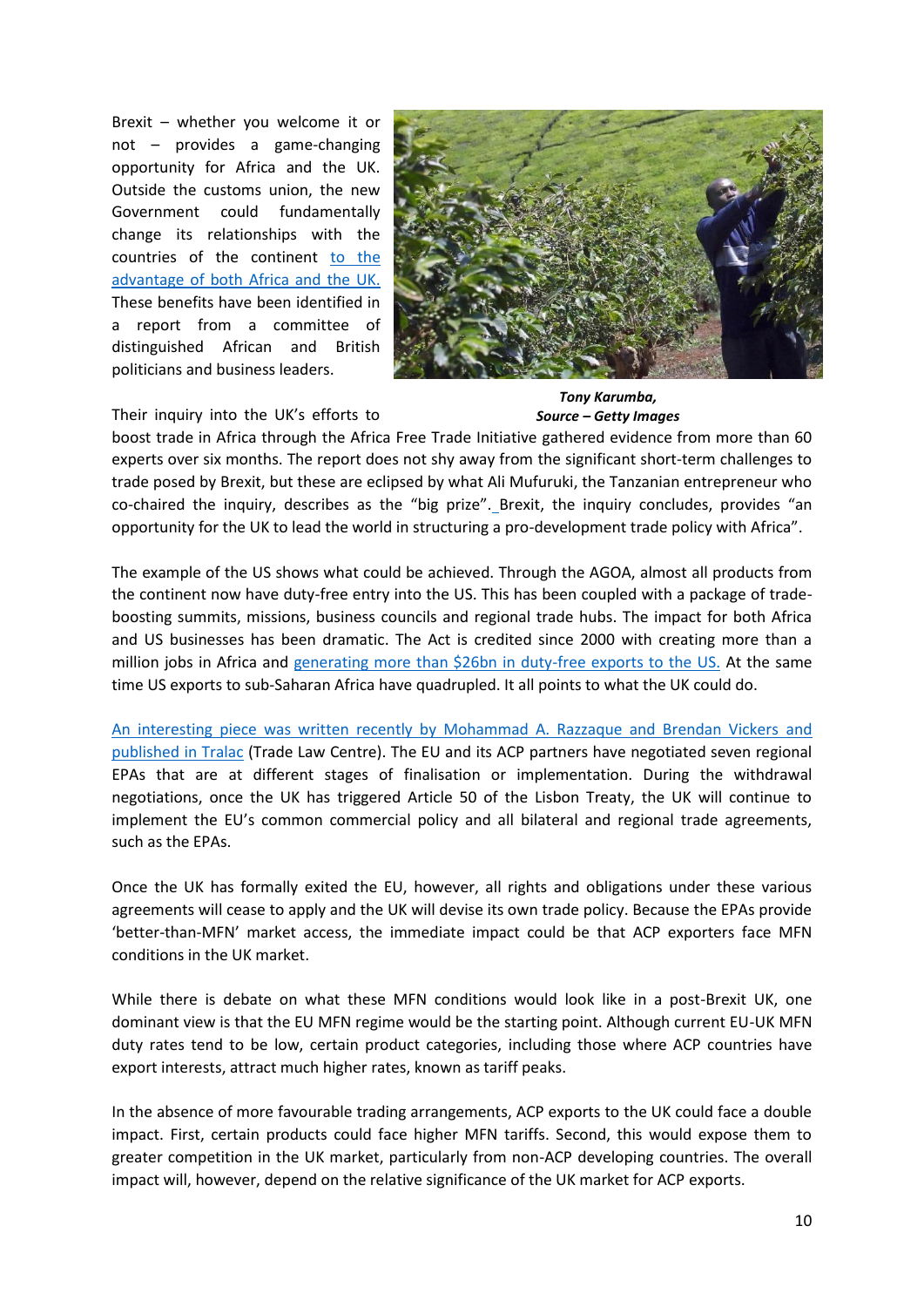Brexit – whether you welcome it or not – provides a game-changing opportunity for Africa and the UK. Outside the customs union, the new Government could fundamentally change its relationships with the countries of the continent to the advantage of both Africa and the UK. These benefits have been identified in a report from a committee of distinguished African and British politicians and business leaders.

***Tony Karumba, Source – Getty Images***

Their inquiry into the UK's efforts to boost trade in Africa through the Africa Free Trade Initiative gathered evidence from more than 60 experts over six months. The report does not shy away from the significant short-term challenges to trade posed by Brexit, but these are eclipsed by what Ali Mufuruki, the Tanzanian entrepreneur who co-chaired the inquiry, describes as the "big prize". Brexit, the inquiry concludes, provides "an opportunity for the UK to lead the world in structuring a pro-development trade policy with Africa".

The example of the US shows what could be achieved. Through the AGOA, almost all products from the continent now have duty-free entry into the US. This has been coupled with a package of trade-boosting summits, missions, business councils and regional trade hubs. The impact for both Africa and US businesses has been dramatic. The Act is credited since 2000 with creating more than a million jobs in Africa and generating more than $26bn in duty-free exports to the US. At the same time US exports to sub-Saharan Africa have quadrupled. It all points to what the UK could do.

An interesting piece was written recently by Mohammad A. Razzaque and Brendan Vickers and published in Tralac (Trade Law Centre). The EU and its ACP partners have negotiated seven regional EPAs that are at different stages of finalisation or implementation. During the withdrawal negotiations, once the UK has triggered Article 50 of the Lisbon Treaty, the UK will continue to implement the EU's common commercial policy and all bilateral and regional trade agreements, such as the EPAs.

Once the UK has formally exited the EU, however, all rights and obligations under these various agreements will cease to apply and the UK will devise its own trade policy. Because the EPAs provide 'better-than-MFN' market access, the immediate impact could be that ACP exporters face MFN conditions in the UK market.

While there is debate on what these MFN conditions would look like in a post-Brexit UK, one dominant view is that the EU MFN regime would be the starting point. Although current EU-UK MFN duty rates tend to be low, certain product categories, including those where ACP countries have export interests, attract much higher rates, known as tariff peaks.

In the absence of more favourable trading arrangements, ACP exports to the UK could face a double impact. First, certain products could face higher MFN tariffs. Second, this would expose them to greater competition in the UK market, particularly from non-ACP developing countries. The overall impact will, however, depend on the relative significance of the UK market for ACP exports.